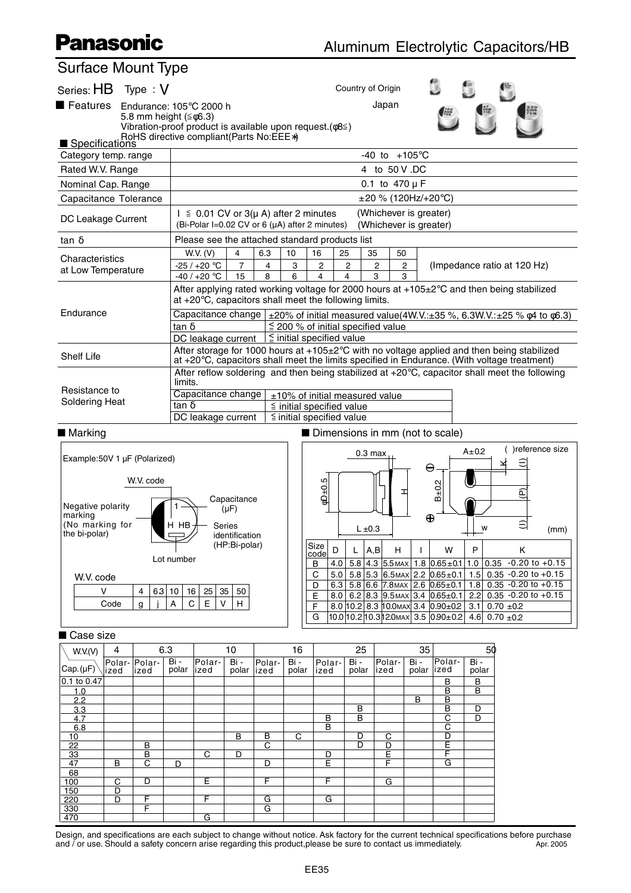# Panasonic

## Aluminum Electrolytic Capacitors/HB

## Surface Mount Type

Series: **HB** Type : **V**

Country of Origin: Japan

■ **Features**
- Endurance: 105℃ 2000 h
- 5.8 mm height (≦φ6.3)
- Vibration-proof product is available upon request.(φ8≦)
- RoHS directive compliant(Parts No:EEE✱)

■ **Specifications**

| Item | Specification | | | | | | | | |
|---|---|---|---|---|---|---|---|---|---|
| Category temp. range | -40 to +105℃ | | | | | | | | |
| Rated W.V. Range | 4 to 50 V .DC | | | | | | | | |
| Nominal Cap. Range | 0.1 to 470 μ F | | | | | | | | |
| Capacitance Tolerance | ±20 % (120Hz/+20℃) | | | | | | | | |
| DC Leakage Current | I ≦ 0.01 CV or 3(μ A) after 2 minutes (Whichever is greater) (Bi-Polar I=0.02 CV or 6 (μA) after 2 minutes) (Whichever is greater) | | | | | | | | |
| tan δ | Please see the attached standard products list | | | | | | | | |
| Characteristics at Low Temperature | W.V. (V) | 4 | 6.3 | 10 | 16 | 25 | 35 | 50 | (Impedance ratio at 120 Hz) |
| | -25 / +20 ℃ | 7 | 4 | 3 | 2 | 2 | 2 | 2 | |
| | -40 / +20 ℃ | 15 | 8 | 6 | 4 | 4 | 3 | 3 | |
| Endurance | After applying rated working voltage for 2000 hours at +105±2℃ and then being stabilized at +20℃, capacitors shall meet the following limits. | | | | | | | | |
| | Capacitance change | ±20% of initial measured value(4W.V.:±35 %, 6.3W.V.:±25 % φ4 to φ6.3) | | | | | | | |
| | tan δ | ≦ 200 % of initial specified value | | | | | | | |
| | DC leakage current | ≦ initial specified value | | | | | | | |
| Shelf Life | After storage for 1000 hours at +105±2℃ with no voltage applied and then being stabilized at +20℃, capacitors shall meet the limits specified in Endurance. (With voltage treatment) | | | | | | | | |
| Resistance to Soldering Heat | After reflow soldering and then being stabilized at +20℃, capacitor shall meet the following limits. | | | | | | | | |
| | Capacitance change | ±10% of initial measured value | | | | | | | |
| | tan δ | ≦ initial specified value | | | | | | | |
| | DC leakage current | ≦ initial specified value | | | | | | | |

■ **Marking**

Example:50V 1 μF (Polarized)

- W.V. code
- Capacitance (μF)
- Negative polarity marking (No marking for the bi-polar)
- Series identification (HP:Bi-polar)
- Lot number

W.V. code

| V | 4 | 6.3 | 10 | 16 | 25 | 35 | 50 |
|---|---|---|---|---|---|---|---|
| Code | g | j | A | C | E | V | H |

■ **Dimensions in mm (not to scale)**

( )reference size (mm)

0.3 max, φD±0.5, L ±0.3, H, A±0.2, B±0.2, W, (P), (I), K

| Size code | D | L | A,B | H | I | W | P | K |
|---|---|---|---|---|---|---|---|---|
| B | 4.0 | 5.8 | 4.3 | 5.5MAX | 1.8 | 0.65±0.1 | 1.0 | 0.35 -0.20 to +0.15 |
| C | 5.0 | 5.8 | 5.3 | 6.5MAX | 2.2 | 0.65±0.1 | 1.5 | 0.35 -0.20 to +0.15 |
| D | 6.3 | 5.8 | 6.6 | 7.8MAX | 2.6 | 0.65±0.1 | 1.8 | 0.35 -0.20 to +0.15 |
| E | 8.0 | 6.2 | 8.3 | 9.5MAX | 3.4 | 0.65±0.1 | 2.2 | 0.35 -0.20 to +0.15 |
| F | 8.0 | 10.2 | 8.3 | 10.0MAX | 3.4 | 0.90±0.2 | 3.1 | 0.70 ±0.2 |
| G | 10.0 | 10.2 | 10.3 | 12.0MAX | 3.5 | 0.90±0.2 | 4.6 | 0.70 ±0.2 |

■ **Case size**

| W.V.(V) | 4 | 6.3 | | 10 | | 16 | | 25 | | 35 | | 50 | |
|---|---|---|---|---|---|---|---|---|---|---|---|---|---|
| Cap.(μF) | Polarized | Polarized | Bi-polar | Polarized | Bi-polar | Polarized | Bi-polar | Polarized | Bi-polar | Polarized | Bi-polar | Polarized | Bi-polar |
| 0.1 to 0.47 | | | | | | | | | | | | B | B |
| 1.0 | | | | | | | | | | | | B | B |
| 2.2 | | | | | | | | | | | B | B | |
| 3.3 | | | | | | | | | B | | | B | D |
| 4.7 | | | | | | | | B | B | | | C | D |
| 6.8 | | | | | | | | B | | | | C | |
| 10 | | | | | B | B | C | | D | C | | D | |
| 22 | | B | | | | C | | | D | D | | E | |
| 33 | | B | | C | D | | | D | | E | | F | |
| 47 | B | C | D | | | D | | E | | F | | G | |
| 68 | | | | | | | | | | | | | |
| 100 | C | D | | E | | F | | F | | G | | | |
| 150 | D | | | | | | | | | | | | |
| 220 | D | F | | F | | G | | G | | | | | |
| 330 | | F | | | | G | | | | | | | |
| 470 | | | | G | | | | | | | | | |

Design, and specifications are each subject to change without notice. Ask factory for the current technical specifications before purchase and / or use. Should a safety concern arise regarding this product,please be sure to contact us immediately. Apr. 2005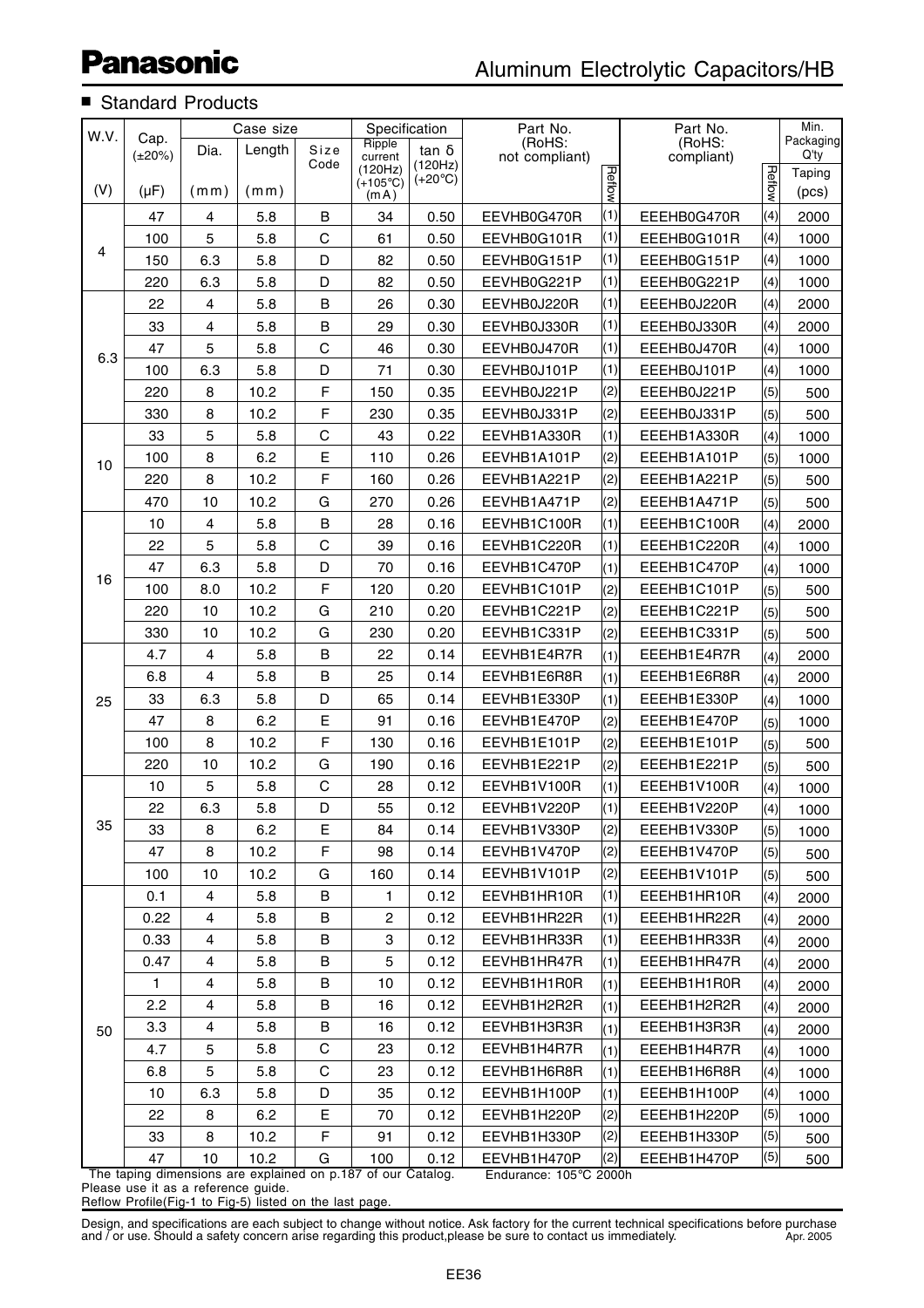## ■ Standard Products

| W.V. (V) | Cap. (±20%) (μF) | Case size Dia. (mm) | Case size Length (mm) | Size Code | Ripple current (120Hz) (+105°C) (mA) | tan δ (120Hz) (+20°C) | Part No. (RoHS: not compliant) | Reflow | Part No. (RoHS: compliant) | Reflow | Min. Packaging Q'ty Taping (pcs) |
|---|---|---|---|---|---|---|---|---|---|---|---|
| 4 | 47 | 4 | 5.8 | B | 34 | 0.50 | EEVHB0G470R | (1) | EEEHB0G470R | (4) | 2000 |
| | 100 | 5 | 5.8 | C | 61 | 0.50 | EEVHB0G101R | (1) | EEEHB0G101R | (4) | 1000 |
| | 150 | 6.3 | 5.8 | D | 82 | 0.50 | EEVHB0G151P | (1) | EEEHB0G151P | (4) | 1000 |
| | 220 | 6.3 | 5.8 | D | 82 | 0.50 | EEVHB0G221P | (1) | EEEHB0G221P | (4) | 1000 |
| 6.3 | 22 | 4 | 5.8 | B | 26 | 0.30 | EEVHB0J220R | (1) | EEEHB0J220R | (4) | 2000 |
| | 33 | 4 | 5.8 | B | 29 | 0.30 | EEVHB0J330R | (1) | EEEHB0J330R | (4) | 2000 |
| | 47 | 5 | 5.8 | C | 46 | 0.30 | EEVHB0J470R | (1) | EEEHB0J470R | (4) | 1000 |
| | 100 | 6.3 | 5.8 | D | 71 | 0.30 | EEVHB0J101P | (1) | EEEHB0J101P | (4) | 1000 |
| | 220 | 8 | 10.2 | F | 150 | 0.35 | EEVHB0J221P | (2) | EEEHB0J221P | (5) | 500 |
| | 330 | 8 | 10.2 | F | 230 | 0.35 | EEVHB0J331P | (2) | EEEHB0J331P | (5) | 500 |
| 10 | 33 | 5 | 5.8 | C | 43 | 0.22 | EEVHB1A330R | (1) | EEEHB1A330R | (4) | 1000 |
| | 100 | 8 | 6.2 | E | 110 | 0.26 | EEVHB1A101P | (2) | EEEHB1A101P | (5) | 1000 |
| | 220 | 8 | 10.2 | F | 160 | 0.26 | EEVHB1A221P | (2) | EEEHB1A221P | (5) | 500 |
| | 470 | 10 | 10.2 | G | 270 | 0.26 | EEVHB1A471P | (2) | EEEHB1A471P | (5) | 500 |
| 16 | 10 | 4 | 5.8 | B | 28 | 0.16 | EEVHB1C100R | (1) | EEEHB1C100R | (4) | 2000 |
| | 22 | 5 | 5.8 | C | 39 | 0.16 | EEVHB1C220R | (1) | EEEHB1C220R | (4) | 1000 |
| | 47 | 6.3 | 5.8 | D | 70 | 0.16 | EEVHB1C470P | (1) | EEEHB1C470P | (4) | 1000 |
| | 100 | 8.0 | 10.2 | F | 120 | 0.20 | EEVHB1C101P | (2) | EEEHB1C101P | (5) | 500 |
| | 220 | 10 | 10.2 | G | 210 | 0.20 | EEVHB1C221P | (2) | EEEHB1C221P | (5) | 500 |
| | 330 | 10 | 10.2 | G | 230 | 0.20 | EEVHB1C331P | (2) | EEEHB1C331P | (5) | 500 |
| 25 | 4.7 | 4 | 5.8 | B | 22 | 0.14 | EEVHB1E4R7R | (1) | EEEHB1E4R7R | (4) | 2000 |
| | 6.8 | 4 | 5.8 | B | 25 | 0.14 | EEVHB1E6R8R | (1) | EEEHB1E6R8R | (4) | 2000 |
| | 33 | 6.3 | 5.8 | D | 65 | 0.14 | EEVHB1E330P | (1) | EEEHB1E330P | (4) | 1000 |
| | 47 | 8 | 6.2 | E | 91 | 0.16 | EEVHB1E470P | (2) | EEEHB1E470P | (5) | 1000 |
| | 100 | 8 | 10.2 | F | 130 | 0.16 | EEVHB1E101P | (2) | EEEHB1E101P | (5) | 500 |
| | 220 | 10 | 10.2 | G | 190 | 0.16 | EEVHB1E221P | (2) | EEEHB1E221P | (5) | 500 |
| 35 | 10 | 5 | 5.8 | C | 28 | 0.12 | EEVHB1V100R | (1) | EEEHB1V100R | (4) | 1000 |
| | 22 | 6.3 | 5.8 | D | 55 | 0.12 | EEVHB1V220P | (1) | EEEHB1V220P | (4) | 1000 |
| | 33 | 8 | 6.2 | E | 84 | 0.14 | EEVHB1V330P | (2) | EEEHB1V330P | (5) | 1000 |
| | 47 | 8 | 10.2 | F | 98 | 0.14 | EEVHB1V470P | (2) | EEEHB1V470P | (5) | 500 |
| | 100 | 10 | 10.2 | G | 160 | 0.14 | EEVHB1V101P | (2) | EEEHB1V101P | (5) | 500 |
| 50 | 0.1 | 4 | 5.8 | B | 1 | 0.12 | EEVHB1HR10R | (1) | EEEHB1HR10R | (4) | 2000 |
| | 0.22 | 4 | 5.8 | B | 2 | 0.12 | EEVHB1HR22R | (1) | EEEHB1HR22R | (4) | 2000 |
| | 0.33 | 4 | 5.8 | B | 3 | 0.12 | EEVHB1HR33R | (1) | EEEHB1HR33R | (4) | 2000 |
| | 0.47 | 4 | 5.8 | B | 5 | 0.12 | EEVHB1HR47R | (1) | EEEHB1HR47R | (4) | 2000 |
| | 1 | 4 | 5.8 | B | 10 | 0.12 | EEVHB1H1R0R | (1) | EEEHB1H1R0R | (4) | 2000 |
| | 2.2 | 4 | 5.8 | B | 16 | 0.12 | EEVHB1H2R2R | (1) | EEEHB1H2R2R | (4) | 2000 |
| | 3.3 | 4 | 5.8 | B | 16 | 0.12 | EEVHB1H3R3R | (1) | EEEHB1H3R3R | (4) | 2000 |
| | 4.7 | 5 | 5.8 | C | 23 | 0.12 | EEVHB1H4R7R | (1) | EEEHB1H4R7R | (4) | 1000 |
| | 6.8 | 5 | 5.8 | C | 23 | 0.12 | EEVHB1H6R8R | (1) | EEEHB1H6R8R | (4) | 1000 |
| | 10 | 6.3 | 5.8 | D | 35 | 0.12 | EEVHB1H100P | (1) | EEEHB1H100P | (4) | 1000 |
| | 22 | 8 | 6.2 | E | 70 | 0.12 | EEVHB1H220P | (2) | EEEHB1H220P | (5) | 1000 |
| | 33 | 8 | 10.2 | F | 91 | 0.12 | EEVHB1H330P | (2) | EEEHB1H330P | (5) | 500 |
| | 47 | 10 | 10.2 | G | 100 | 0.12 | EEVHB1H470P | (2) | EEEHB1H470P | (5) | 500 |

The taping dimensions are explained on p.187 of our Catalog.
Please use it as a reference guide.
Reflow Profile(Fig-1 to Fig-5) listed on the last page.

Endurance: 105°C 2000h

Design, and specifications are each subject to change without notice. Ask factory for the current technical specifications before purchase and / or use. Should a safety concern arise regarding this product,please be sure to contact us immediately.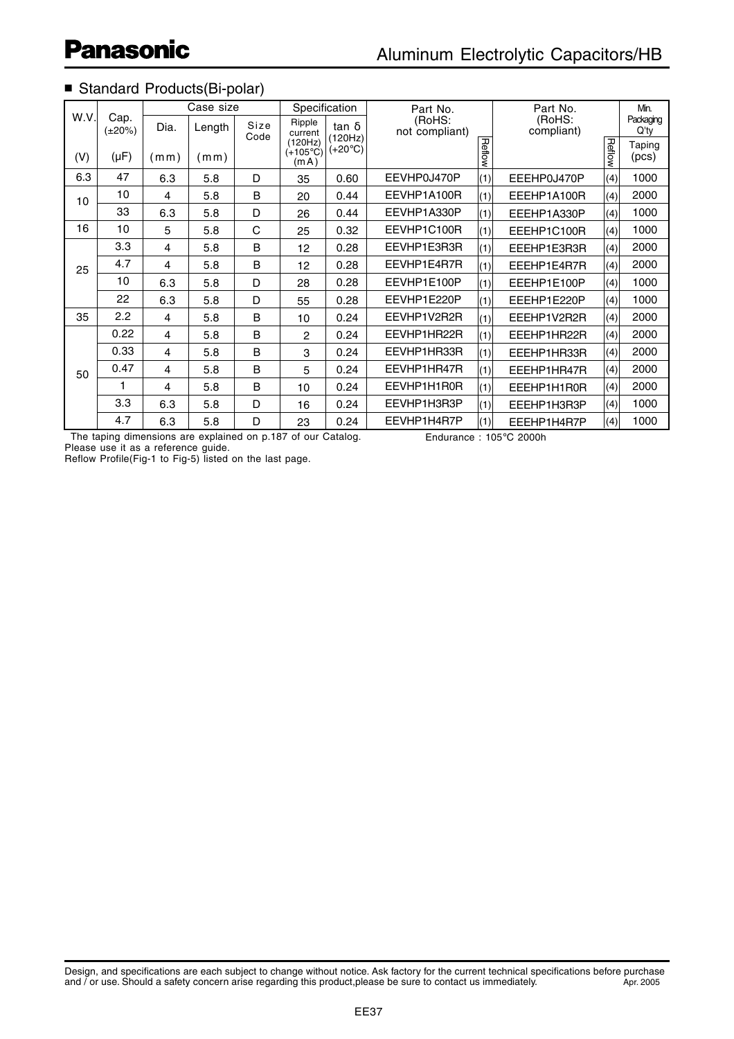## ■ Standard Products(Bi-polar)

| W.V. (V) | Cap. (±20%) (μF) | Case size Dia. (mm) | Length (mm) | Size Code | Specification Ripple current (120Hz) (+105°C) (mA) | tan δ (120Hz) (+20°C) | Part No. (RoHS: not compliant) | Reflow | Part No. (RoHS: compliant) | Reflow | Min. Packaging Q'ty Taping (pcs) |
|---|---|---|---|---|---|---|---|---|---|---|---|
| 6.3 | 47 | 6.3 | 5.8 | D | 35 | 0.60 | EEVHP0J470P | (1) | EEEHP0J470P | (4) | 1000 |
| 10 | 10 | 4 | 5.8 | B | 20 | 0.44 | EEVHP1A100R | (1) | EEEHP1A100R | (4) | 2000 |
| | 33 | 6.3 | 5.8 | D | 26 | 0.44 | EEVHP1A330P | (1) | EEEHP1A330P | (4) | 1000 |
| 16 | 10 | 5 | 5.8 | C | 25 | 0.32 | EEVHP1C100R | (1) | EEEHP1C100R | (4) | 1000 |
| 25 | 3.3 | 4 | 5.8 | B | 12 | 0.28 | EEVHP1E3R3R | (1) | EEEHP1E3R3R | (4) | 2000 |
| | 4.7 | 4 | 5.8 | B | 12 | 0.28 | EEVHP1E4R7R | (1) | EEEHP1E4R7R | (4) | 2000 |
| | 10 | 6.3 | 5.8 | D | 28 | 0.28 | EEVHP1E100P | (1) | EEEHP1E100P | (4) | 1000 |
| | 22 | 6.3 | 5.8 | D | 55 | 0.28 | EEVHP1E220P | (1) | EEEHP1E220P | (4) | 1000 |
| 35 | 2.2 | 4 | 5.8 | B | 10 | 0.24 | EEVHP1V2R2R | (1) | EEEHP1V2R2R | (4) | 2000 |
| 50 | 0.22 | 4 | 5.8 | B | 2 | 0.24 | EEVHP1HR22R | (1) | EEEHP1HR22R | (4) | 2000 |
| | 0.33 | 4 | 5.8 | B | 3 | 0.24 | EEVHP1HR33R | (1) | EEEHP1HR33R | (4) | 2000 |
| | 0.47 | 4 | 5.8 | B | 5 | 0.24 | EEVHP1HR47R | (1) | EEEHP1HR47R | (4) | 2000 |
| | 1 | 4 | 5.8 | B | 10 | 0.24 | EEVHP1H1R0R | (1) | EEEHP1H1R0R | (4) | 2000 |
| | 3.3 | 6.3 | 5.8 | D | 16 | 0.24 | EEVHP1H3R3P | (1) | EEEHP1H3R3P | (4) | 1000 |
| | 4.7 | 6.3 | 5.8 | D | 23 | 0.24 | EEVHP1H4R7P | (1) | EEEHP1H4R7P | (4) | 1000 |

The taping dimensions are explained on p.187 of our Catalog.
Please use it as a reference guide.
Reflow Profile(Fig-1 to Fig-5) listed on the last page.

Endurance : 105°C 2000h

Design, and specifications are each subject to change without notice. Ask factory for the current technical specifications before purchase and / or use. Should a safety concern arise regarding this product,please be sure to contact us immediately. Apr. 2005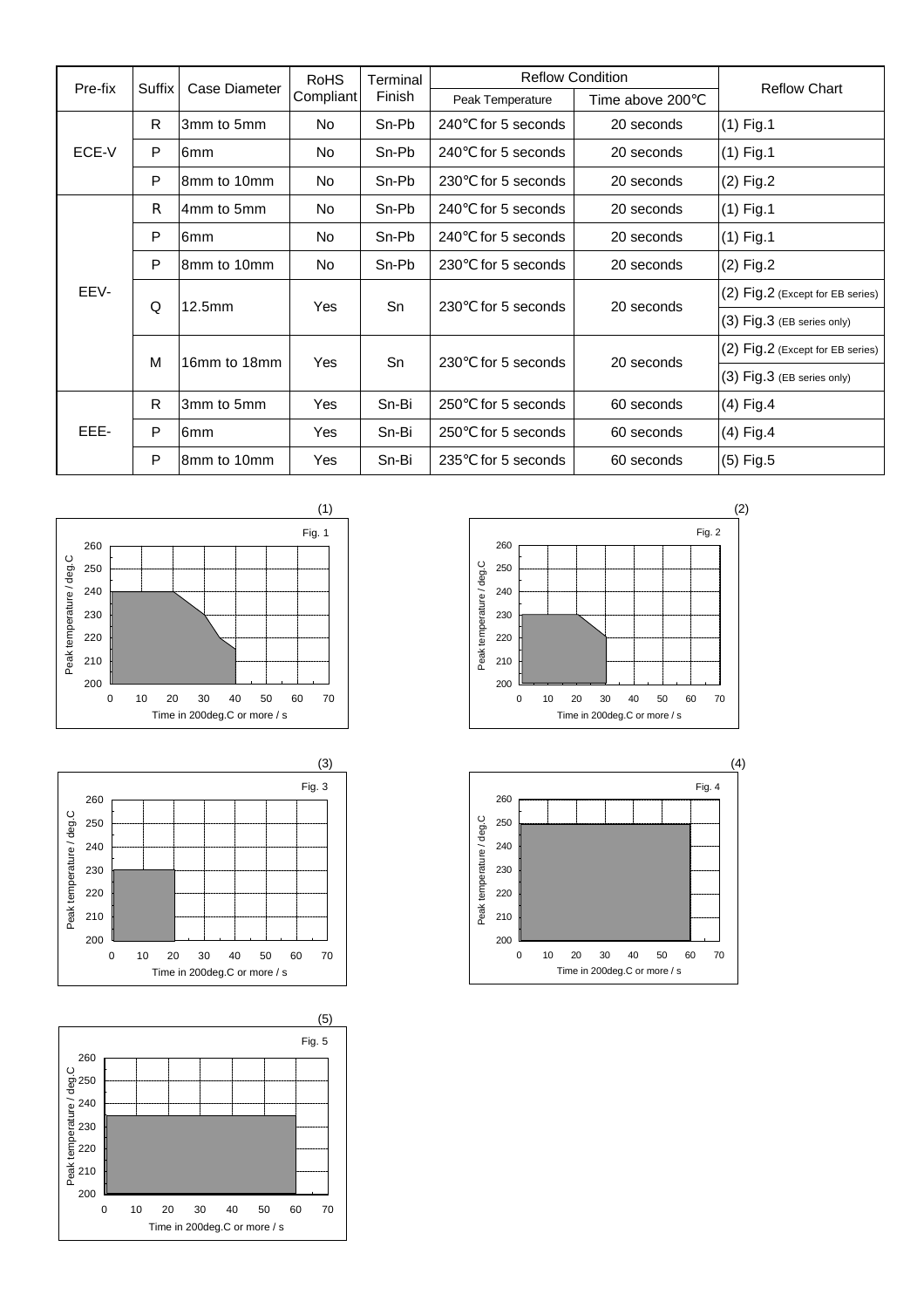| Pre-fix | Suffix | Case Diameter | RoHS Compliant | Terminal Finish | Reflow Condition | | Reflow Chart |
|---|---|---|---|---|---|---|---|
| | | | | | Peak Temperature | Time above 200℃ | |
| ECE-V | R | 3mm to 5mm | No | Sn-Pb | 240℃ for 5 seconds | 20 seconds | (1) Fig.1 |
| | P | 6mm | No | Sn-Pb | 240℃ for 5 seconds | 20 seconds | (1) Fig.1 |
| | P | 8mm to 10mm | No | Sn-Pb | 230℃ for 5 seconds | 20 seconds | (2) Fig.2 |
| EEV- | R | 4mm to 5mm | No | Sn-Pb | 240℃ for 5 seconds | 20 seconds | (1) Fig.1 |
| | P | 6mm | No | Sn-Pb | 240℃ for 5 seconds | 20 seconds | (1) Fig.1 |
| | P | 8mm to 10mm | No | Sn-Pb | 230℃ for 5 seconds | 20 seconds | (2) Fig.2 |
| | Q | 12.5mm | Yes | Sn | 230℃ for 5 seconds | 20 seconds | (2) Fig.2 (Except for EB series) |
| | | | | | | | (3) Fig.3 (EB series only) |
| | M | 16mm to 18mm | Yes | Sn | 230℃ for 5 seconds | 20 seconds | (2) Fig.2 (Except for EB series) |
| | | | | | | | (3) Fig.3 (EB series only) |
| EEE- | R | 3mm to 5mm | Yes | Sn-Bi | 250℃ for 5 seconds | 60 seconds | (4) Fig.4 |
| | P | 6mm | Yes | Sn-Bi | 250℃ for 5 seconds | 60 seconds | (4) Fig.4 |
| | P | 8mm to 10mm | Yes | Sn-Bi | 235℃ for 5 seconds | 60 seconds | (5) Fig.5 |

(1)

Fig. 1

Peak temperature / deg.C

260
250
240
230
220
210
200

0 10 20 30 40 50 60 70

Time in 200deg.C or more / s

(2)

Fig. 2

Peak temperature / deg.C

260
250
240
230
220
210
200

0 10 20 30 40 50 60 70

Time in 200deg.C or more / s

(3)

Fig. 3

Peak temperature / deg.C

260
250
240
230
220
210
200

0 10 20 30 40 50 60 70

Time in 200deg.C or more / s

(4)

Fig. 4

Peak temperature / deg.C

260
250
240
230
220
210
200

0 10 20 30 40 50 60 70

Time in 200deg.C or more / s

(5)

Fig. 5

Peak temperature / deg.C

260
250
240
230
220
210
200

0 10 20 30 40 50 60 70

Time in 200deg.C or more / s